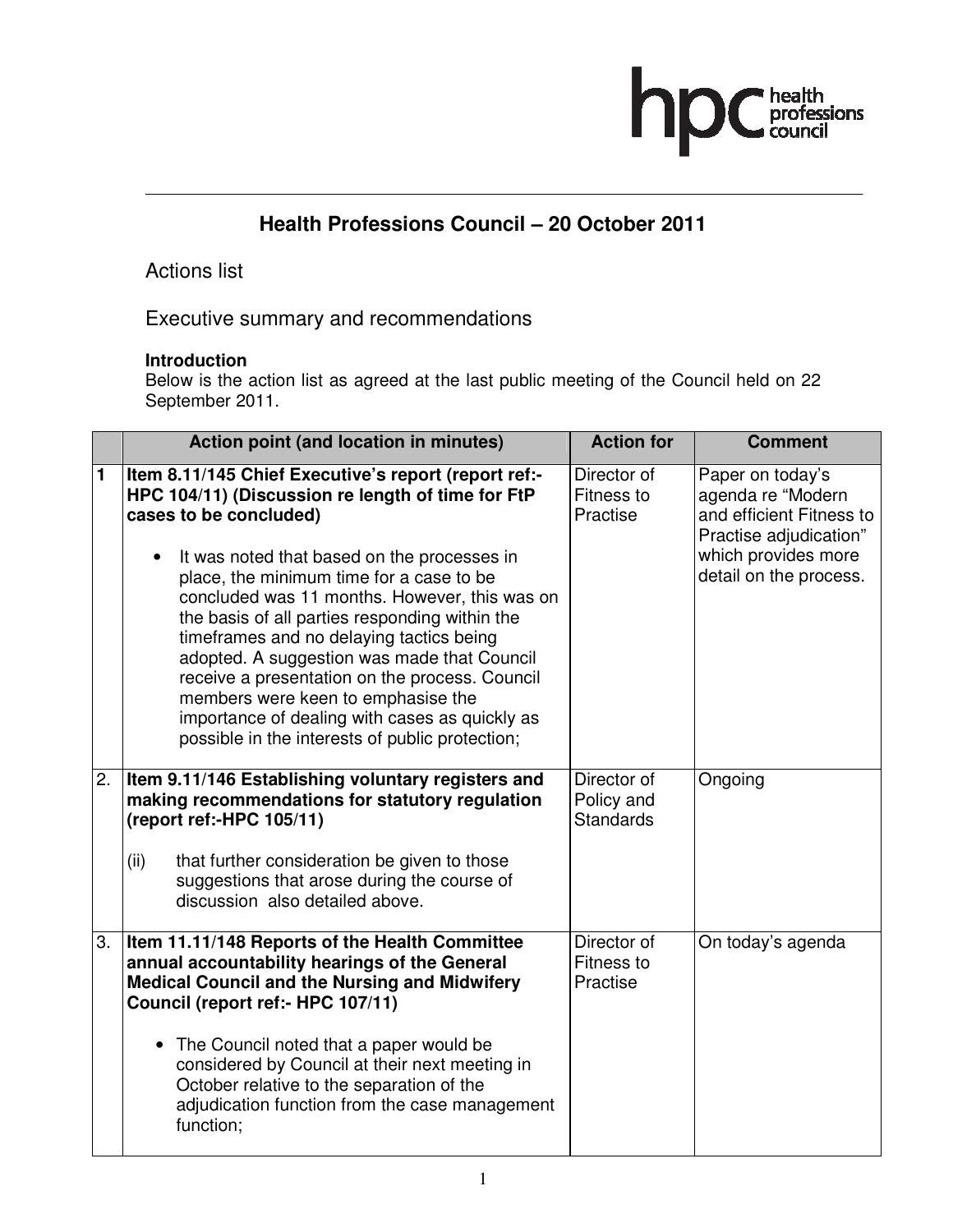# Health Professions Council – 20 October 2011

## Actions list

## Executive summary and recommendations

**Introduction**
Below is the action list as agreed at the last public meeting of the Council held on 22 September 2011.

| | Action point (and location in minutes) | Action for | Comment |
|---|---|---|---|
| 1 | **Item 8.11/145 Chief Executive's report (report ref:- HPC 104/11) (Discussion re length of time for FtP cases to be concluded)**<br><br>• It was noted that based on the processes in place, the minimum time for a case to be concluded was 11 months. However, this was on the basis of all parties responding within the timeframes and no delaying tactics being adopted. A suggestion was made that Council receive a presentation on the process. Council members were keen to emphasise the importance of dealing with cases as quickly as possible in the interests of public protection; | Director of Fitness to Practise | Paper on today's agenda re "Modern and efficient Fitness to Practise adjudication" which provides more detail on the process. |
| 2. | **Item 9.11/146 Establishing voluntary registers and making recommendations for statutory regulation (report ref:-HPC 105/11)**<br><br>(ii) that further consideration be given to those suggestions that arose during the course of discussion also detailed above. | Director of Policy and Standards | Ongoing |
| 3. | **Item 11.11/148 Reports of the Health Committee annual accountability hearings of the General Medical Council and the Nursing and Midwifery Council (report ref:- HPC 107/11)**<br><br>• The Council noted that a paper would be considered by Council at their next meeting in October relative to the separation of the adjudication function from the case management function; | Director of Fitness to Practise | On today's agenda |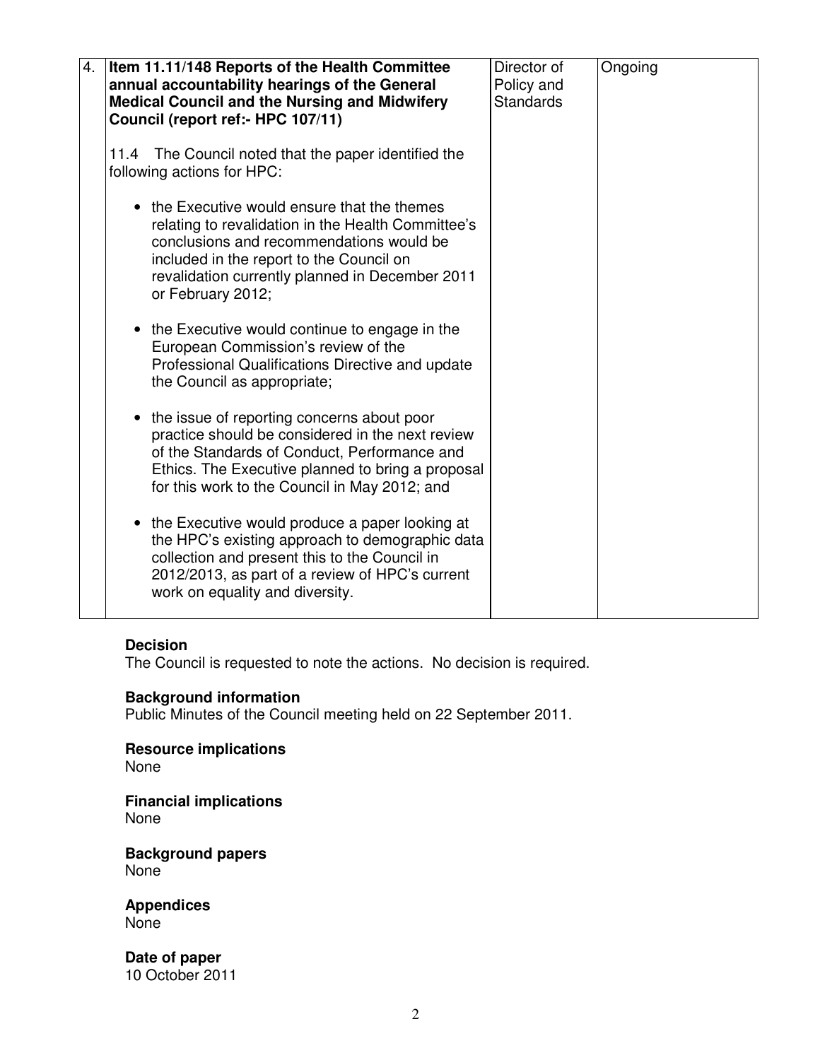| | | | |
|---|---|---|---|
| 4. | **Item 11.11/148 Reports of the Health Committee annual accountability hearings of the General Medical Council and the Nursing and Midwifery Council (report ref:- HPC 107/11)**<br><br>11.4 The Council noted that the paper identified the following actions for HPC:<br><br>• the Executive would ensure that the themes relating to revalidation in the Health Committee's conclusions and recommendations would be included in the report to the Council on revalidation currently planned in December 2011 or February 2012;<br><br>• the Executive would continue to engage in the European Commission's review of the Professional Qualifications Directive and update the Council as appropriate;<br><br>• the issue of reporting concerns about poor practice should be considered in the next review of the Standards of Conduct, Performance and Ethics. The Executive planned to bring a proposal for this work to the Council in May 2012; and<br><br>• the Executive would produce a paper looking at the HPC's existing approach to demographic data collection and present this to the Council in 2012/2013, as part of a review of HPC's current work on equality and diversity. | Director of Policy and Standards | Ongoing |

**Decision**
The Council is requested to note the actions. No decision is required.

**Background information**
Public Minutes of the Council meeting held on 22 September 2011.

**Resource implications**
None

**Financial implications**
None

**Background papers**
None

**Appendices**
None

**Date of paper**
10 October 2011